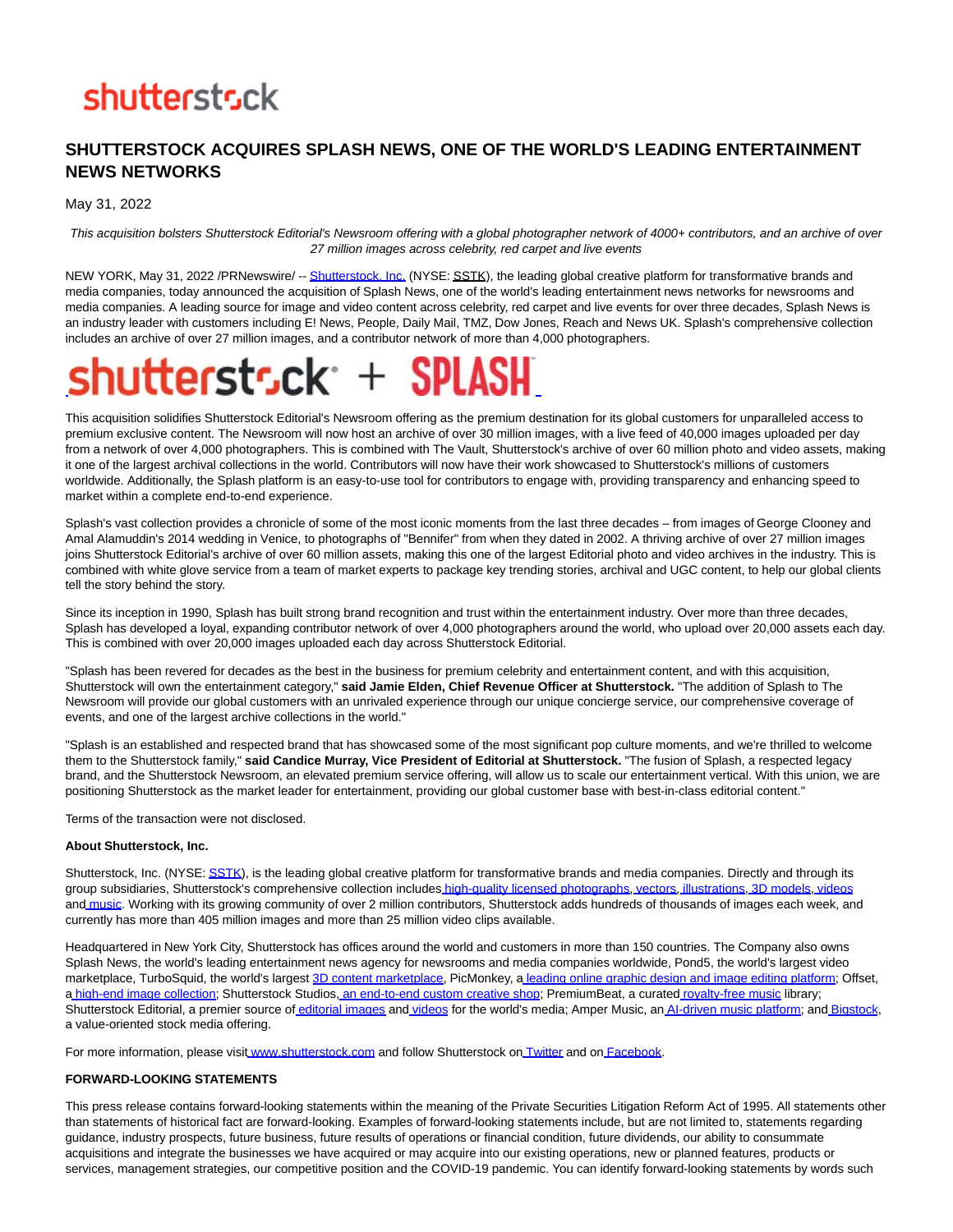shutterstock

# SHUTTERSTOCK ACQUIRES SPLASH NEWS, ONE OF THE WORLD'S LEADING ENTERTAINMENT NEWS NETWORKS

May 31, 2022

*This acquisition bolsters Shutterstock Editorial's Newsroom offering with a global photographer network of 4000+ contributors, and an archive of over 27 million images across celebrity, red carpet and live events*

NEW YORK, May 31, 2022 /PRNewswire/ -- Shutterstock, Inc. (NYSE: SSTK), the leading global creative platform for transformative brands and media companies, today announced the acquisition of Splash News, one of the world's leading entertainment news networks for newsrooms and media companies. A leading source for image and video content across celebrity, red carpet and live events for over three decades, Splash News is an industry leader with customers including E! News, People, Daily Mail, TMZ, Dow Jones, Reach and News UK. Splash's comprehensive collection includes an archive of over 27 million images, and a contributor network of more than 4,000 photographers.

shutterstock + SPLASH

This acquisition solidifies Shutterstock Editorial's Newsroom offering as the premium destination for its global customers for unparalleled access to premium exclusive content. The Newsroom will now host an archive of over 30 million images, with a live feed of 40,000 images uploaded per day from a network of over 4,000 photographers. This is combined with The Vault, Shutterstock's archive of over 60 million photo and video assets, making it one of the largest archival collections in the world. Contributors will now have their work showcased to Shutterstock's millions of customers worldwide. Additionally, the Splash platform is an easy-to-use tool for contributors to engage with, providing transparency and enhancing speed to market within a complete end-to-end experience.

Splash's vast collection provides a chronicle of some of the most iconic moments from the last three decades – from images of George Clooney and Amal Alamuddin's 2014 wedding in Venice, to photographs of "Bennifer" from when they dated in 2002. A thriving archive of over 27 million images joins Shutterstock Editorial's archive of over 60 million assets, making this one of the largest Editorial photo and video archives in the industry. This is combined with white glove service from a team of market experts to package key trending stories, archival and UGC content, to help our global clients tell the story behind the story.

Since its inception in 1990, Splash has built strong brand recognition and trust within the entertainment industry. Over more than three decades, Splash has developed a loyal, expanding contributor network of over 4,000 photographers around the world, who upload over 20,000 assets each day. This is combined with over 20,000 images uploaded each day across Shutterstock Editorial.

"Splash has been revered for decades as the best in the business for premium celebrity and entertainment content, and with this acquisition, Shutterstock will own the entertainment category," **said Jamie Elden, Chief Revenue Officer at Shutterstock.** "The addition of Splash to The Newsroom will provide our global customers with an unrivaled experience through our unique concierge service, our comprehensive coverage of events, and one of the largest archive collections in the world."

"Splash is an established and respected brand that has showcased some of the most significant pop culture moments, and we're thrilled to welcome them to the Shutterstock family," **said Candice Murray, Vice President of Editorial at Shutterstock.** "The fusion of Splash, a respected legacy brand, and the Shutterstock Newsroom, an elevated premium service offering, will allow us to scale our entertainment vertical. With this union, we are positioning Shutterstock as the market leader for entertainment, providing our global customer base with best-in-class editorial content."

Terms of the transaction were not disclosed.

**About Shutterstock, Inc.**

Shutterstock, Inc. (NYSE: SSTK), is the leading global creative platform for transformative brands and media companies. Directly and through its group subsidiaries, Shutterstock's comprehensive collection includes high-quality licensed photographs, vectors, illustrations, 3D models, videos and music. Working with its growing community of over 2 million contributors, Shutterstock adds hundreds of thousands of images each week, and currently has more than 405 million images and more than 25 million video clips available.

Headquartered in New York City, Shutterstock has offices around the world and customers in more than 150 countries. The Company also owns Splash News, the world's leading entertainment news agency for newsrooms and media companies worldwide, Pond5, the world's largest video marketplace, TurboSquid, the world's largest 3D content marketplace, PicMonkey, a leading online graphic design and image editing platform; Offset, a high-end image collection; Shutterstock Studios, an end-to-end custom creative shop; PremiumBeat, a curated royalty-free music library; Shutterstock Editorial, a premier source of editorial images and videos for the world's media; Amper Music, an AI-driven music platform; and Bigstock, a value-oriented stock media offering.

For more information, please visit www.shutterstock.com and follow Shutterstock on Twitter and on Facebook.

**FORWARD-LOOKING STATEMENTS**

This press release contains forward-looking statements within the meaning of the Private Securities Litigation Reform Act of 1995. All statements other than statements of historical fact are forward-looking. Examples of forward-looking statements include, but are not limited to, statements regarding guidance, industry prospects, future business, future results of operations or financial condition, future dividends, our ability to consummate acquisitions and integrate the businesses we have acquired or may acquire into our existing operations, new or planned features, products or services, management strategies, our competitive position and the COVID-19 pandemic. You can identify forward-looking statements by words such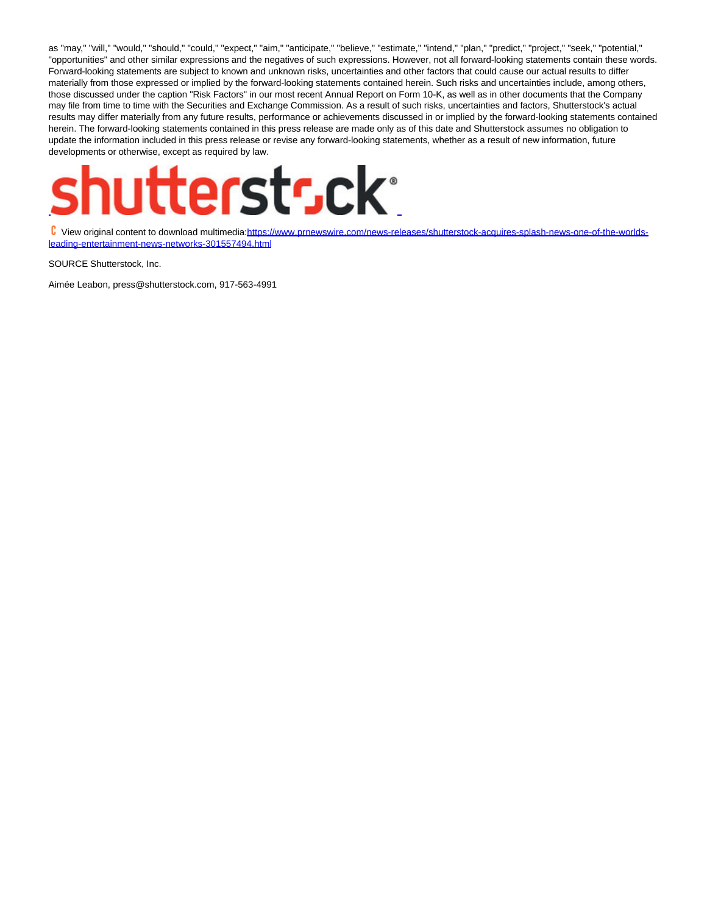as "may," "will," "would," "should," "could," "expect," "aim," "anticipate," "believe," "estimate," "intend," "plan," "predict," "project," "seek," "potential," "opportunities" and other similar expressions and the negatives of such expressions. However, not all forward-looking statements contain these words. Forward-looking statements are subject to known and unknown risks, uncertainties and other factors that could cause our actual results to differ materially from those expressed or implied by the forward-looking statements contained herein. Such risks and uncertainties include, among others, those discussed under the caption "Risk Factors" in our most recent Annual Report on Form 10-K, as well as in other documents that the Company may file from time to time with the Securities and Exchange Commission. As a result of such risks, uncertainties and factors, Shutterstock's actual results may differ materially from any future results, performance or achievements discussed in or implied by the forward-looking statements contained herein. The forward-looking statements contained in this press release are made only as of this date and Shutterstock assumes no obligation to update the information included in this press release or revise any forward-looking statements, whether as a result of new information, future developments or otherwise, except as required by law.

shutterstock®

View original content to download multimedia:https://www.prnewswire.com/news-releases/shutterstock-acquires-splash-news-one-of-the-worlds-leading-entertainment-news-networks-301557494.html

SOURCE Shutterstock, Inc.

Aimée Leabon, press@shutterstock.com, 917-563-4991